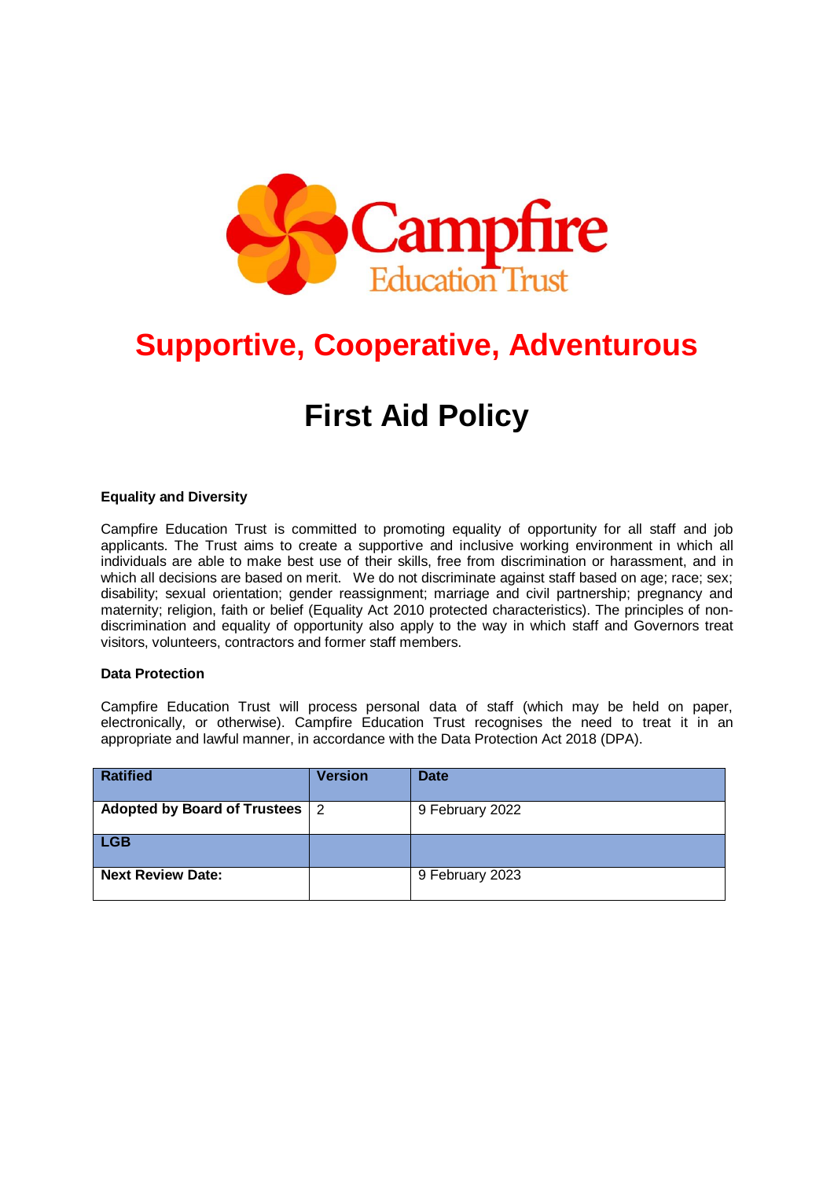Campfire Education Trust

# Supportive, Cooperative, Adventurous

# First Aid Policy

**Equality and Diversity**

Campfire Education Trust is committed to promoting equality of opportunity for all staff and job applicants. The Trust aims to create a supportive and inclusive working environment in which all individuals are able to make best use of their skills, free from discrimination or harassment, and in which all decisions are based on merit. We do not discriminate against staff based on age; race; sex; disability; sexual orientation; gender reassignment; marriage and civil partnership; pregnancy and maternity; religion, faith or belief (Equality Act 2010 protected characteristics). The principles of non-discrimination and equality of opportunity also apply to the way in which staff and Governors treat visitors, volunteers, contractors and former staff members.

**Data Protection**

Campfire Education Trust will process personal data of staff (which may be held on paper, electronically, or otherwise). Campfire Education Trust recognises the need to treat it in an appropriate and lawful manner, in accordance with the Data Protection Act 2018 (DPA).

| **Ratified** | **Version** | **Date** |
|---|---|---|
| **Adopted by Board of Trustees** | 2 | 9 February 2022 |
| **LGB** | | |
| **Next Review Date:** | | 9 February 2023 |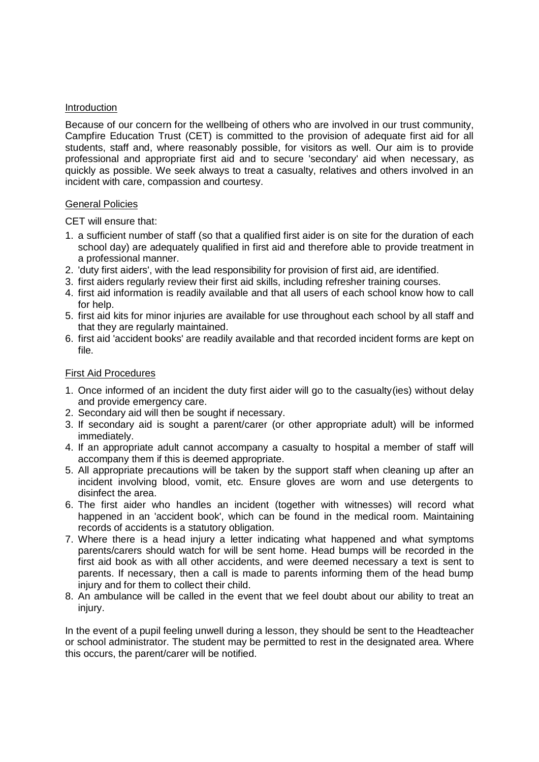## Introduction

Because of our concern for the wellbeing of others who are involved in our trust community, Campfire Education Trust (CET) is committed to the provision of adequate first aid for all students, staff and, where reasonably possible, for visitors as well. Our aim is to provide professional and appropriate first aid and to secure 'secondary' aid when necessary, as quickly as possible. We seek always to treat a casualty, relatives and others involved in an incident with care, compassion and courtesy.

## General Policies

CET will ensure that:

1. a sufficient number of staff (so that a qualified first aider is on site for the duration of each school day) are adequately qualified in first aid and therefore able to provide treatment in a professional manner.
2. 'duty first aiders', with the lead responsibility for provision of first aid, are identified.
3. first aiders regularly review their first aid skills, including refresher training courses.
4. first aid information is readily available and that all users of each school know how to call for help.
5. first aid kits for minor injuries are available for use throughout each school by all staff and that they are regularly maintained.
6. first aid 'accident books' are readily available and that recorded incident forms are kept on file.

## First Aid Procedures

1. Once informed of an incident the duty first aider will go to the casualty(ies) without delay and provide emergency care.
2. Secondary aid will then be sought if necessary.
3. If secondary aid is sought a parent/carer (or other appropriate adult) will be informed immediately.
4. If an appropriate adult cannot accompany a casualty to hospital a member of staff will accompany them if this is deemed appropriate.
5. All appropriate precautions will be taken by the support staff when cleaning up after an incident involving blood, vomit, etc. Ensure gloves are worn and use detergents to disinfect the area.
6. The first aider who handles an incident (together with witnesses) will record what happened in an 'accident book', which can be found in the medical room. Maintaining records of accidents is a statutory obligation.
7. Where there is a head injury a letter indicating what happened and what symptoms parents/carers should watch for will be sent home. Head bumps will be recorded in the first aid book as with all other accidents, and were deemed necessary a text is sent to parents. If necessary, then a call is made to parents informing them of the head bump injury and for them to collect their child.
8. An ambulance will be called in the event that we feel doubt about our ability to treat an injury.

In the event of a pupil feeling unwell during a lesson, they should be sent to the Headteacher or school administrator. The student may be permitted to rest in the designated area. Where this occurs, the parent/carer will be notified.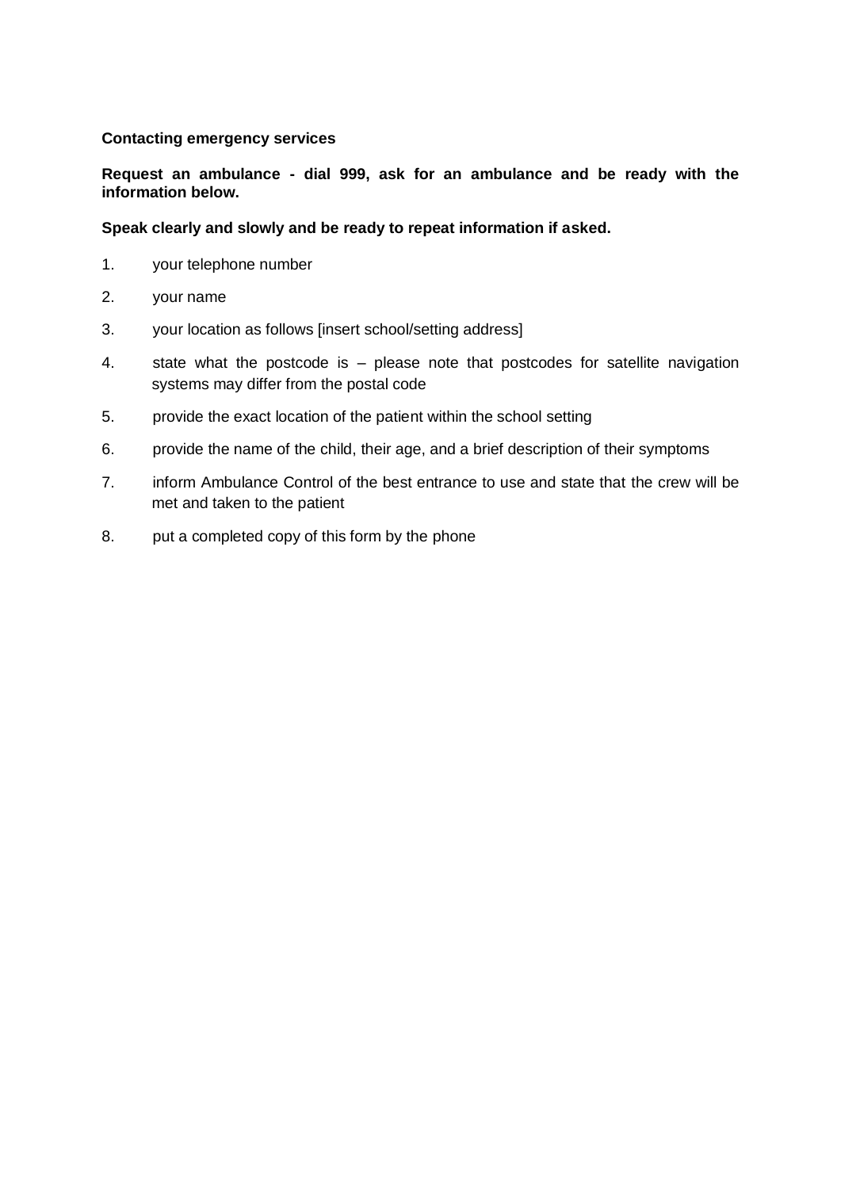**Contacting emergency services**

**Request an ambulance - dial 999, ask for an ambulance and be ready with the information below.**

**Speak clearly and slowly and be ready to repeat information if asked.**

1. your telephone number
2. your name
3. your location as follows [insert school/setting address]
4. state what the postcode is – please note that postcodes for satellite navigation systems may differ from the postal code
5. provide the exact location of the patient within the school setting
6. provide the name of the child, their age, and a brief description of their symptoms
7. inform Ambulance Control of the best entrance to use and state that the crew will be met and taken to the patient
8. put a completed copy of this form by the phone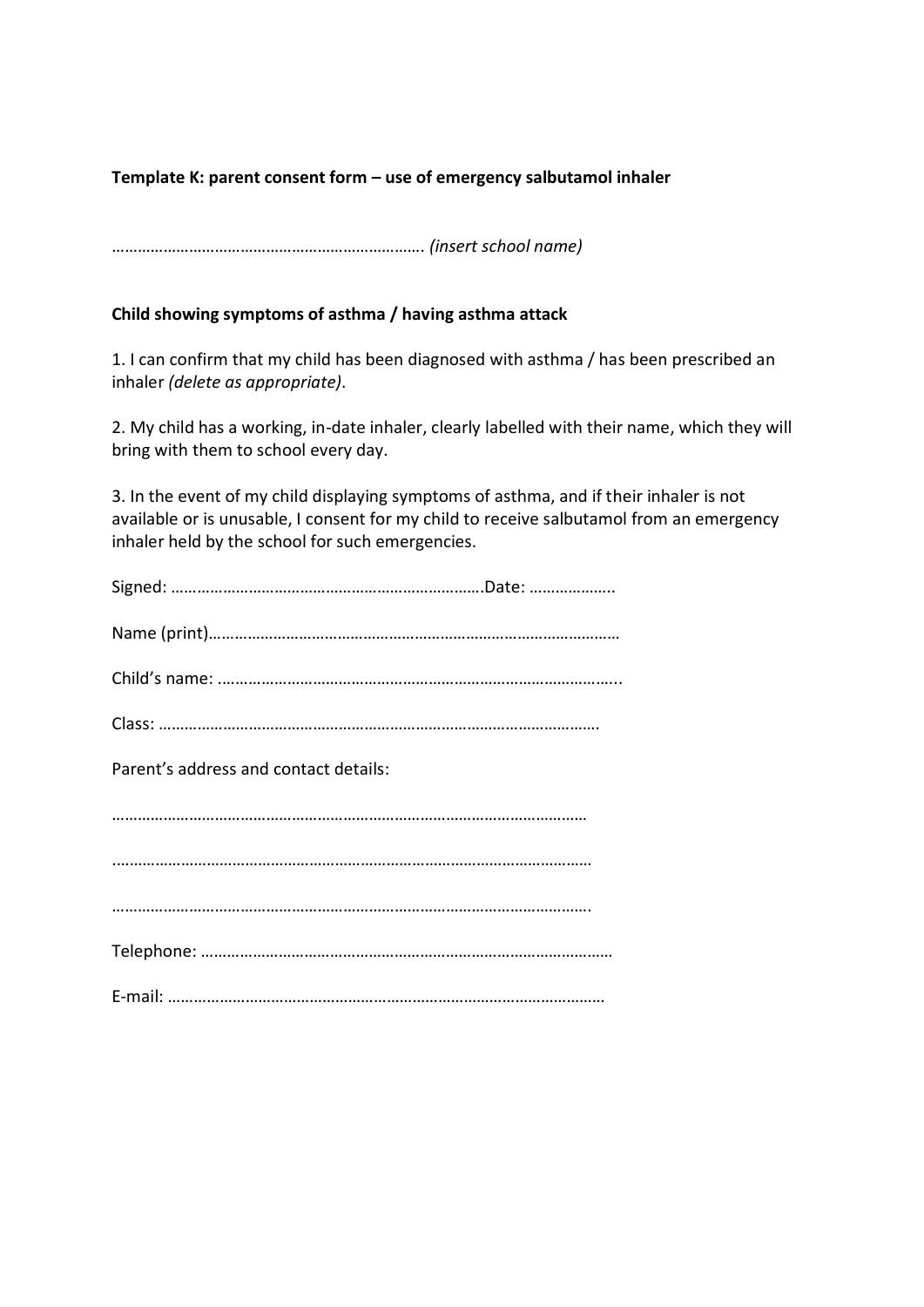**Template K: parent consent form – use of emergency salbutamol inhaler**

………………………………………………………………. *(insert school name)*

**Child showing symptoms of asthma / having asthma attack**

1. I can confirm that my child has been diagnosed with asthma / has been prescribed an inhaler *(delete as appropriate)*.

2. My child has a working, in-date inhaler, clearly labelled with their name, which they will bring with them to school every day.

3. In the event of my child displaying symptoms of asthma, and if their inhaler is not available or is unusable, I consent for my child to receive salbutamol from an emergency inhaler held by the school for such emergencies.

Signed: ……………………………………………………………….Date: ………………..

Name (print)………………………………………………………………………………

Child's name: ………………………………………………………………………………..

Class: ………………………………………………………………………………………….

Parent's address and contact details:

…………………………………………………………………………………………………

…………………………………………………………………………………………………

………………………………………………………………………………………………….

Telephone: ………………………………………………………………………………

E-mail: ………………………………………………………………………………………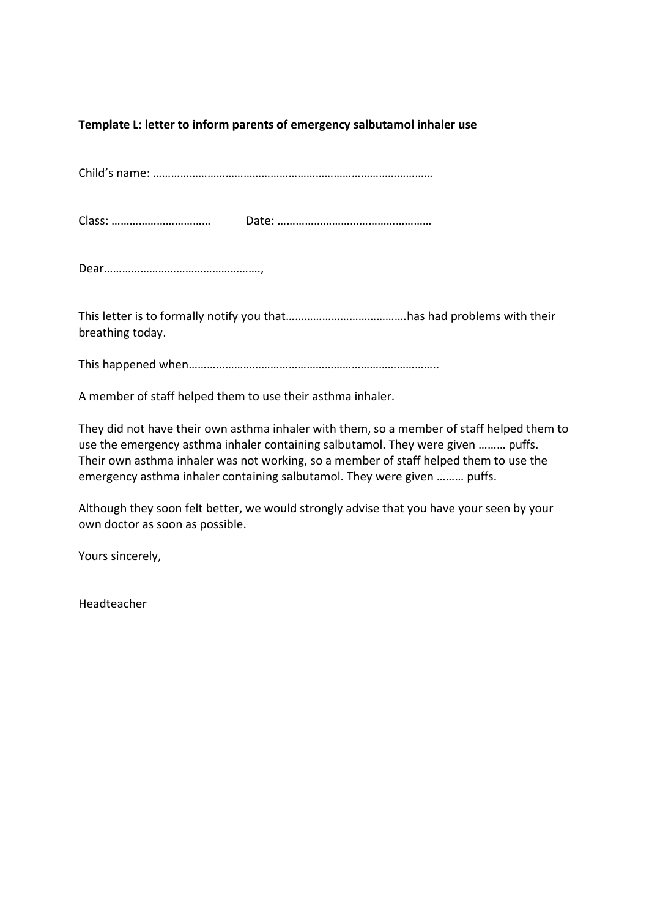**Template L: letter to inform parents of emergency salbutamol inhaler use**

Child's name: ………………………………………………………………………………

Class: ……………………………   Date: ……………………………………………

Dear……………………………………………,

This letter is to formally notify you that…………………………………has had problems with their breathing today.

This happened when………………………………………………………………………..

A member of staff helped them to use their asthma inhaler.

They did not have their own asthma inhaler with them, so a member of staff helped them to use the emergency asthma inhaler containing salbutamol. They were given ……… puffs.
Their own asthma inhaler was not working, so a member of staff helped them to use the emergency asthma inhaler containing salbutamol. They were given ……… puffs.

Although they soon felt better, we would strongly advise that you have your seen by your own doctor as soon as possible.

Yours sincerely,

Headteacher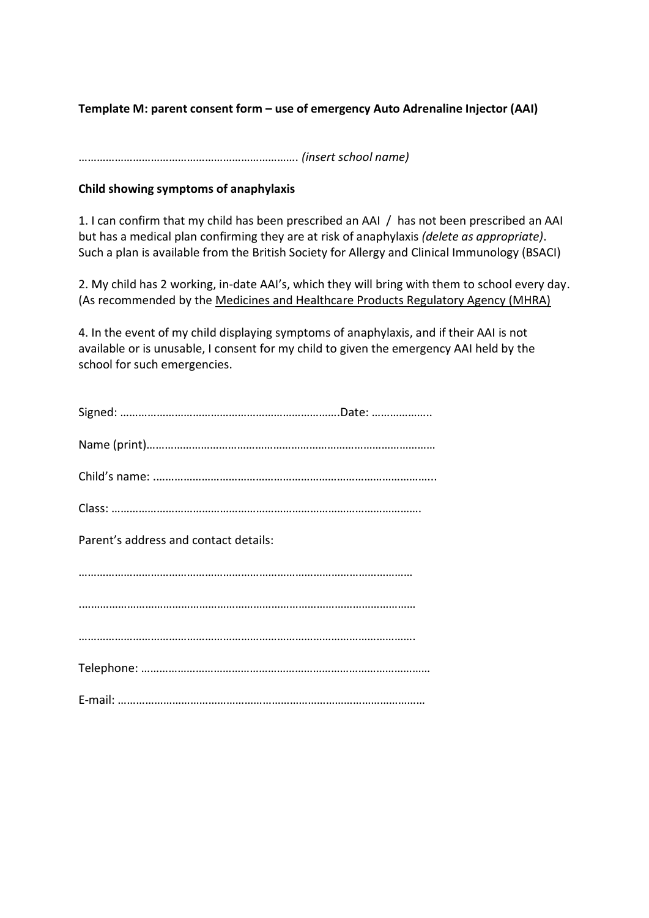**Template M: parent consent form – use of emergency Auto Adrenaline Injector (AAI)**

………………………………………………………………. *(insert school name)*

**Child showing symptoms of anaphylaxis**

1. I can confirm that my child has been prescribed an AAI / has not been prescribed an AAI but has a medical plan confirming they are at risk of anaphylaxis *(delete as appropriate)*. Such a plan is available from the British Society for Allergy and Clinical Immunology (BSACI)

2. My child has 2 working, in-date AAI's, which they will bring with them to school every day. (As recommended by the Medicines and Healthcare Products Regulatory Agency (MHRA)

4. In the event of my child displaying symptoms of anaphylaxis, and if their AAI is not available or is unusable, I consent for my child to given the emergency AAI held by the school for such emergencies.

Signed: ……………………………………………………………….Date: ………………..

Name (print)……………………………………………………………………………………

Child's name: ………………………………………………………………………………..

Class: ………………………………………………………………………………………….

Parent's address and contact details:

…………………………………………………………………………………………………

…………………………………………………………………………………………………

…………………………………………………………………………………………………

Telephone: ……………………………………………………………………………………

E-mail: …………………………………………………………………………………………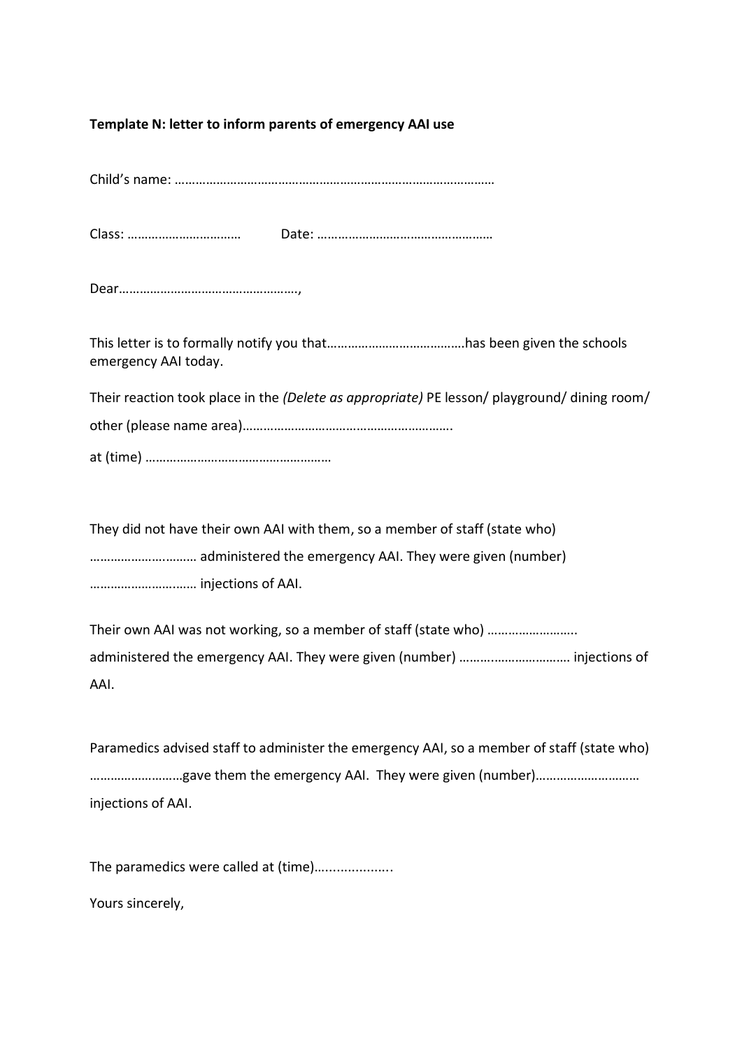**Template N: letter to inform parents of emergency AAI use**

Child's name: ………………………………………………………………………………

Class: ……………………………  Date: ……………………………………………

Dear……………………………………………,

This letter is to formally notify you that…………………………………has been given the schools emergency AAI today.

Their reaction took place in the *(Delete as appropriate)* PE lesson/ playground/ dining room/ other (please name area)…………………………………………………….

at (time) ………………………………………………

They did not have their own AAI with them, so a member of staff (state who) ………………………… administered the emergency AAI. They were given (number) ………………………… injections of AAI.

Their own AAI was not working, so a member of staff (state who) …………………….. administered the emergency AAI. They were given (number) ………………………… injections of AAI.

Paramedics advised staff to administer the emergency AAI, so a member of staff (state who) ………………………gave them the emergency AAI. They were given (number)……………………… injections of AAI.

The paramedics were called at (time)…..................

Yours sincerely,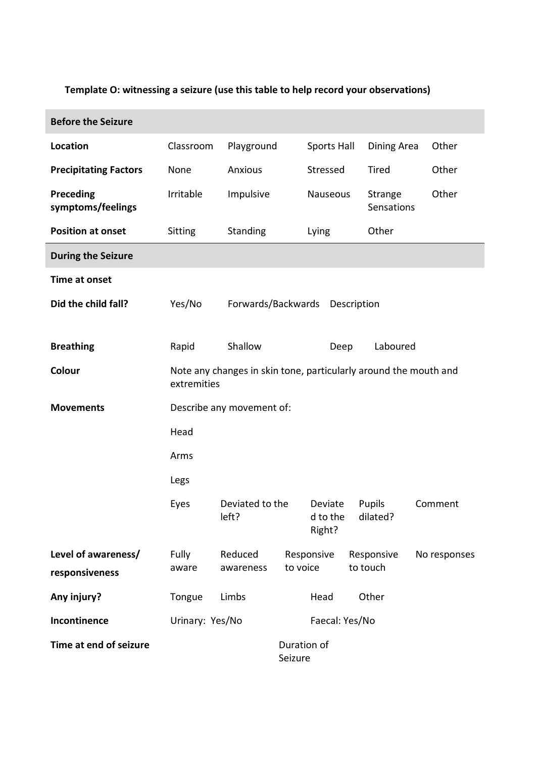**Template O: witnessing a seizure (use this table to help record your observations)**

| **Before the Seizure** | | | | | |
|---|---|---|---|---|---|
| **Location** | Classroom | Playground | Sports Hall | Dining Area | Other |
| **Precipitating Factors** | None | Anxious | Stressed | Tired | Other |
| **Preceding symptoms/feelings** | Irritable | Impulsive | Nauseous | Strange Sensations | Other |
| **Position at onset** | Sitting | Standing | Lying | Other | |
| **During the Seizure** | | | | | |
| **Time at onset** | | | | | |
| **Did the child fall?** | Yes/No | Forwards/Backwards | Description | | |
| **Breathing** | Rapid | Shallow | Deep | Laboured | |
| **Colour** | Note any changes in skin tone, particularly around the mouth and extremities | | | | |
| **Movements** | Describe any movement of: | | | | |
| | Head | | | | |
| | Arms | | | | |
| | Legs | | | | |
| | Eyes | Deviated to the left? | Deviated to the Right? | Pupils dilated? | Comment |
| **Level of awareness/ responsiveness** | Fully aware | Reduced awareness | Responsive to voice | Responsive to touch | No responses |
| **Any injury?** | Tongue | Limbs | Head | Other | |
| **Incontinence** | Urinary: Yes/No | | Faecal: Yes/No | | |
| **Time at end of seizure** | | Duration of Seizure | | | |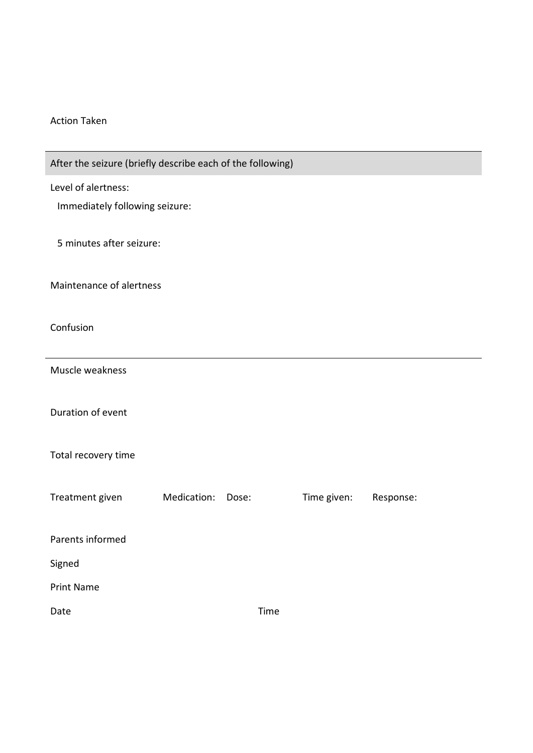Action Taken

## After the seizure (briefly describe each of the following)

Level of alertness:

Immediately following seizure:

5 minutes after seizure:

Maintenance of alertness

Confusion

Muscle weakness

Duration of event

Total recovery time

Treatment given Medication: Dose: Time given: Response:

Parents informed

Signed

Print Name

Date Time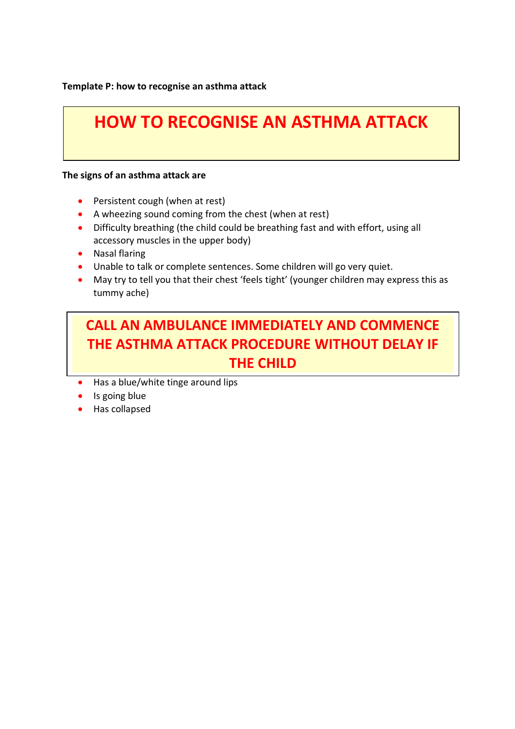**Template P: how to recognise an asthma attack**

# HOW TO RECOGNISE AN ASTHMA ATTACK

**The signs of an asthma attack are**

- Persistent cough (when at rest)
- A wheezing sound coming from the chest (when at rest)
- Difficulty breathing (the child could be breathing fast and with effort, using all accessory muscles in the upper body)
- Nasal flaring
- Unable to talk or complete sentences. Some children will go very quiet.
- May try to tell you that their chest 'feels tight' (younger children may express this as tummy ache)

## CALL AN AMBULANCE IMMEDIATELY AND COMMENCE THE ASTHMA ATTACK PROCEDURE WITHOUT DELAY IF THE CHILD

- Has a blue/white tinge around lips
- Is going blue
- Has collapsed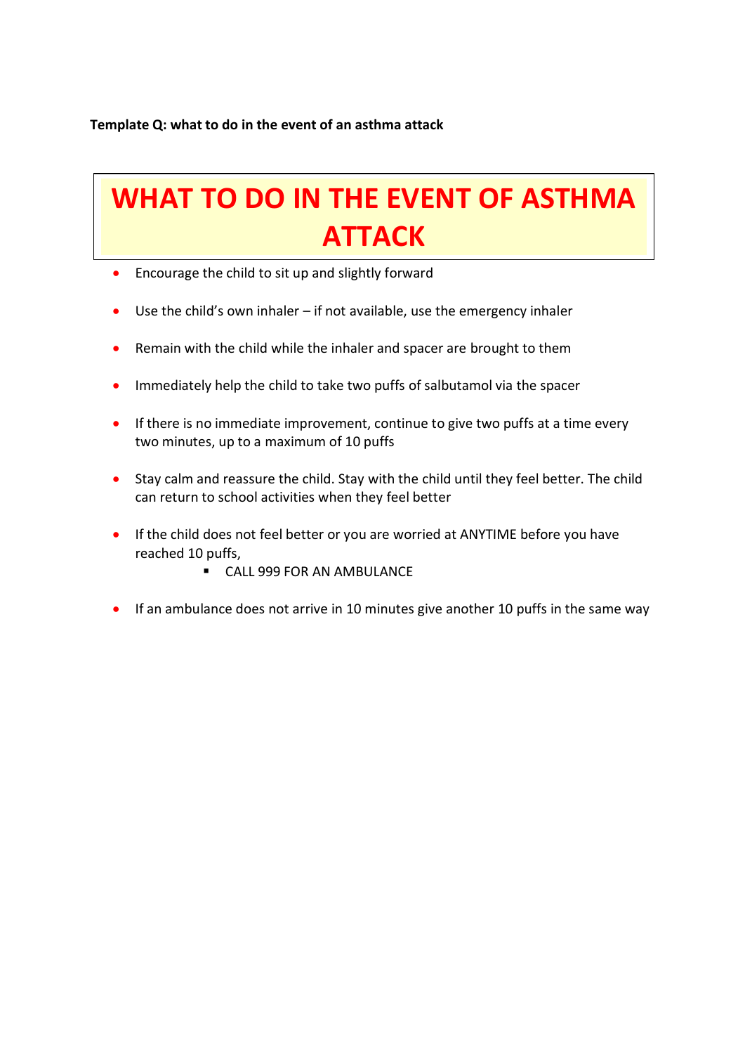**Template Q: what to do in the event of an asthma attack**

# WHAT TO DO IN THE EVENT OF ASTHMA ATTACK

- Encourage the child to sit up and slightly forward
- Use the child's own inhaler – if not available, use the emergency inhaler
- Remain with the child while the inhaler and spacer are brought to them
- Immediately help the child to take two puffs of salbutamol via the spacer
- If there is no immediate improvement, continue to give two puffs at a time every two minutes, up to a maximum of 10 puffs
- Stay calm and reassure the child. Stay with the child until they feel better. The child can return to school activities when they feel better
- If the child does not feel better or you are worried at ANYTIME before you have reached 10 puffs,
    - CALL 999 FOR AN AMBULANCE
- If an ambulance does not arrive in 10 minutes give another 10 puffs in the same way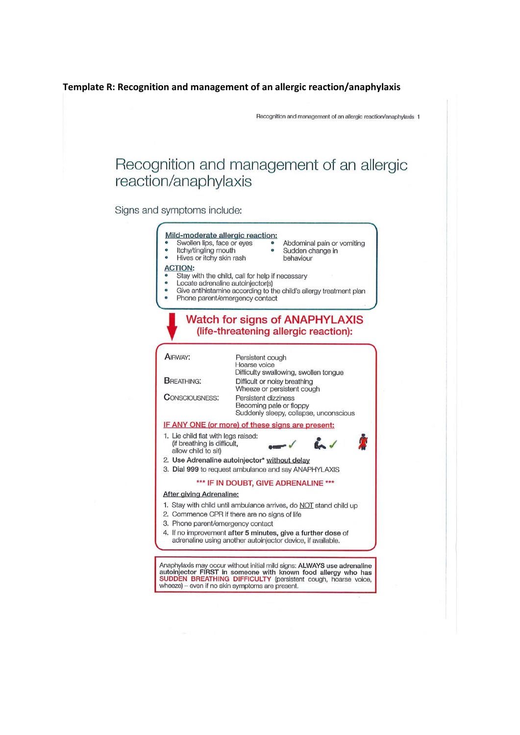**Template R: Recognition and management of an allergic reaction/anaphylaxis**

# Recognition and management of an allergic reaction/anaphylaxis

Signs and symptoms include:

**Mild-moderate allergic reaction:**

- Swollen lips, face or eyes
- Itchy/tingling mouth
- Hives or itchy skin rash
- Abdominal pain or vomiting
- Sudden change in behaviour

**ACTION:**

- Stay with the child, call for help if necessary
- Locate adrenaline autoinjector(s)
- Give antihistamine according to the child's allergy treatment plan
- Phone parent/emergency contact

## Watch for signs of ANAPHYLAXIS (life-threatening allergic reaction):

| | |
|---|---|
| AIRWAY: | Persistent cough<br>Hoarse voice<br>Difficulty swallowing, swollen tongue |
| BREATHING: | Difficult or noisy breathing<br>Wheeze or persistent cough |
| CONSCIOUSNESS: | Persistent dizziness<br>Becoming pale or floppy<br>Suddenly sleepy, collapse, unconscious |

**IF ANY ONE (or more) of these signs are present:**

1. Lie child flat with legs raised: (if breathing is difficult, allow child to sit)
2. **Use Adrenaline autoinjector*** without delay
3. **Dial 999** to request ambulance and say ANAPHYLAXIS

**\*\*\* IF IN DOUBT, GIVE ADRENALINE \*\*\***

**After giving Adrenaline:**

1. Stay with child until ambulance arrives, do NOT stand child up
2. Commence CPR if there are no signs of life
3. Phone parent/emergency contact
4. If no improvement **after 5 minutes, give a further dose** of adrenaline using another autoinjector device, if available.

Anaphylaxis may occur without initial mild signs: **ALWAYS** use adrenaline autoinjector **FIRST** in someone with known food allergy who has **SUDDEN BREATHING DIFFICULTY** (persistent cough, hoarse voice, wheeze) – even if no skin symptoms are present.